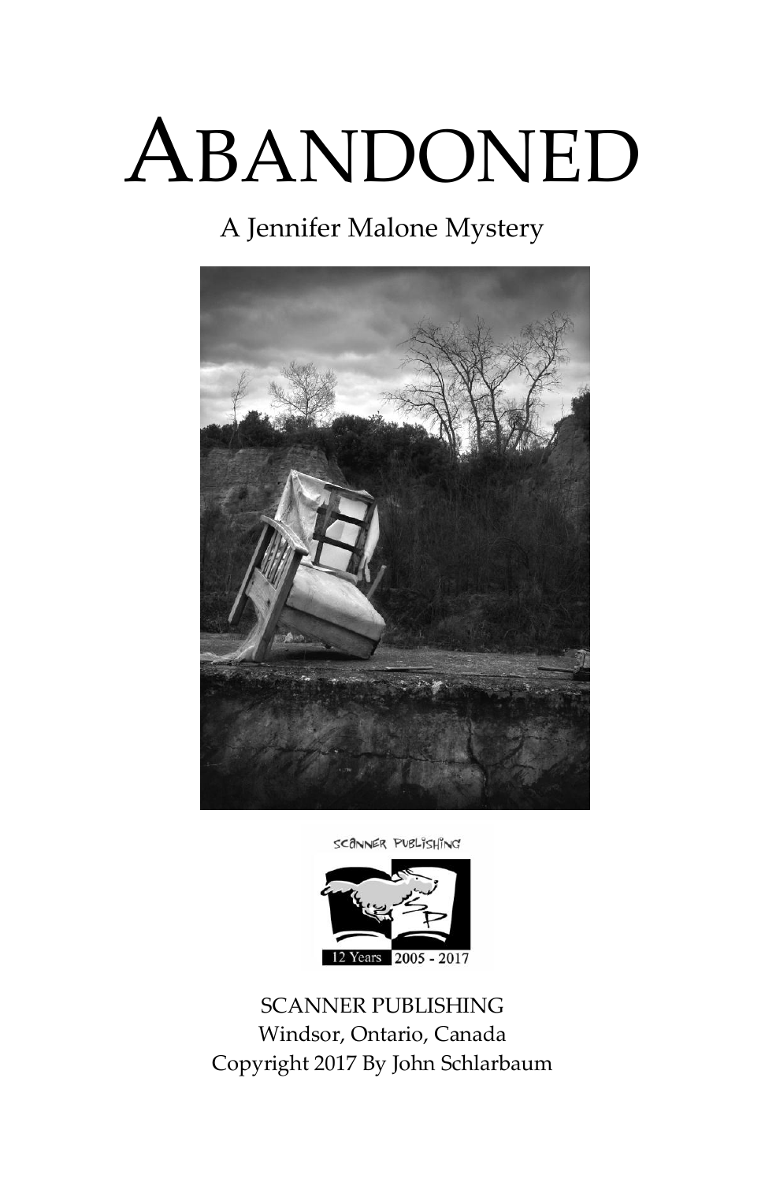# ABANDONED

## A Jennifer Malone Mystery

SCANNER PUBLISHING
Windsor, Ontario, Canada
Copyright 2017 By John Schlarbaum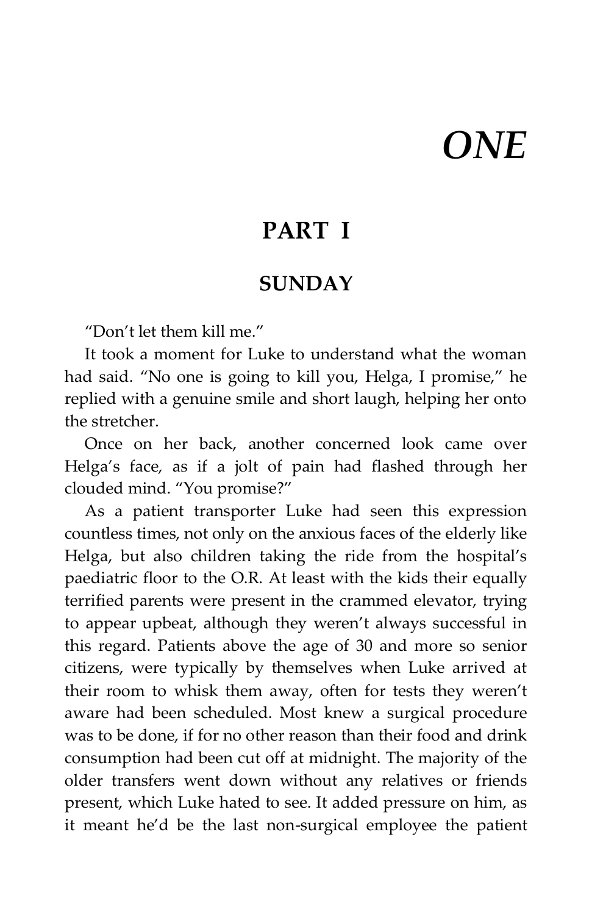# *ONE*

## PART I

### SUNDAY

"Don't let them kill me."

It took a moment for Luke to understand what the woman had said. "No one is going to kill you, Helga, I promise," he replied with a genuine smile and short laugh, helping her onto the stretcher.

Once on her back, another concerned look came over Helga's face, as if a jolt of pain had flashed through her clouded mind. "You promise?"

As a patient transporter Luke had seen this expression countless times, not only on the anxious faces of the elderly like Helga, but also children taking the ride from the hospital's paediatric floor to the O.R. At least with the kids their equally terrified parents were present in the crammed elevator, trying to appear upbeat, although they weren't always successful in this regard. Patients above the age of 30 and more so senior citizens, were typically by themselves when Luke arrived at their room to whisk them away, often for tests they weren't aware had been scheduled. Most knew a surgical procedure was to be done, if for no other reason than their food and drink consumption had been cut off at midnight. The majority of the older transfers went down without any relatives or friends present, which Luke hated to see. It added pressure on him, as it meant he'd be the last non-surgical employee the patient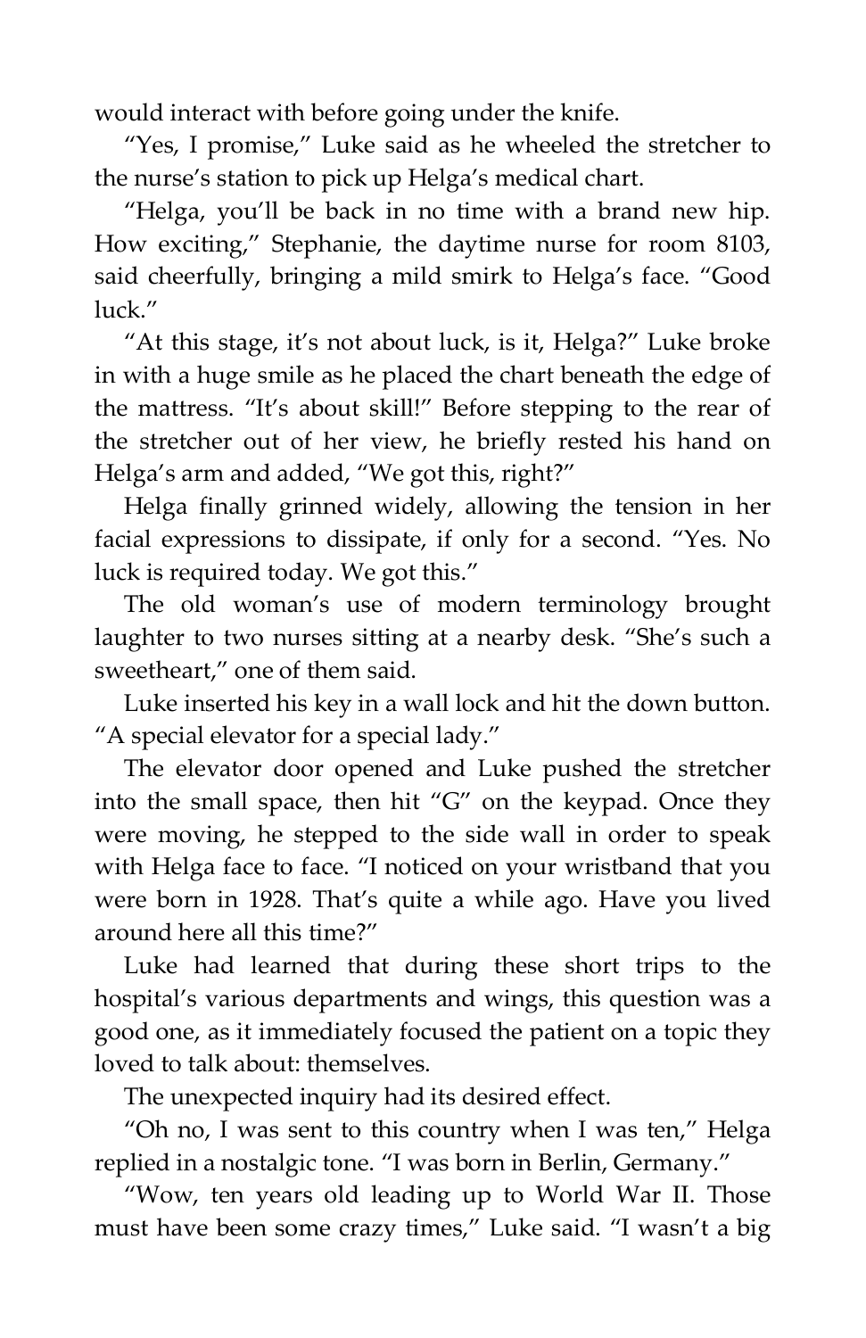would interact with before going under the knife.

"Yes, I promise," Luke said as he wheeled the stretcher to the nurse's station to pick up Helga's medical chart.

"Helga, you'll be back in no time with a brand new hip. How exciting," Stephanie, the daytime nurse for room 8103, said cheerfully, bringing a mild smirk to Helga's face. "Good luck."

"At this stage, it's not about luck, is it, Helga?" Luke broke in with a huge smile as he placed the chart beneath the edge of the mattress. "It's about skill!" Before stepping to the rear of the stretcher out of her view, he briefly rested his hand on Helga's arm and added, "We got this, right?"

Helga finally grinned widely, allowing the tension in her facial expressions to dissipate, if only for a second. "Yes. No luck is required today. We got this."

The old woman's use of modern terminology brought laughter to two nurses sitting at a nearby desk. "She's such a sweetheart," one of them said.

Luke inserted his key in a wall lock and hit the down button. "A special elevator for a special lady."

The elevator door opened and Luke pushed the stretcher into the small space, then hit "G" on the keypad. Once they were moving, he stepped to the side wall in order to speak with Helga face to face. "I noticed on your wristband that you were born in 1928. That's quite a while ago. Have you lived around here all this time?"

Luke had learned that during these short trips to the hospital's various departments and wings, this question was a good one, as it immediately focused the patient on a topic they loved to talk about: themselves.

The unexpected inquiry had its desired effect.

"Oh no, I was sent to this country when I was ten," Helga replied in a nostalgic tone. "I was born in Berlin, Germany."

"Wow, ten years old leading up to World War II. Those must have been some crazy times," Luke said. "I wasn't a big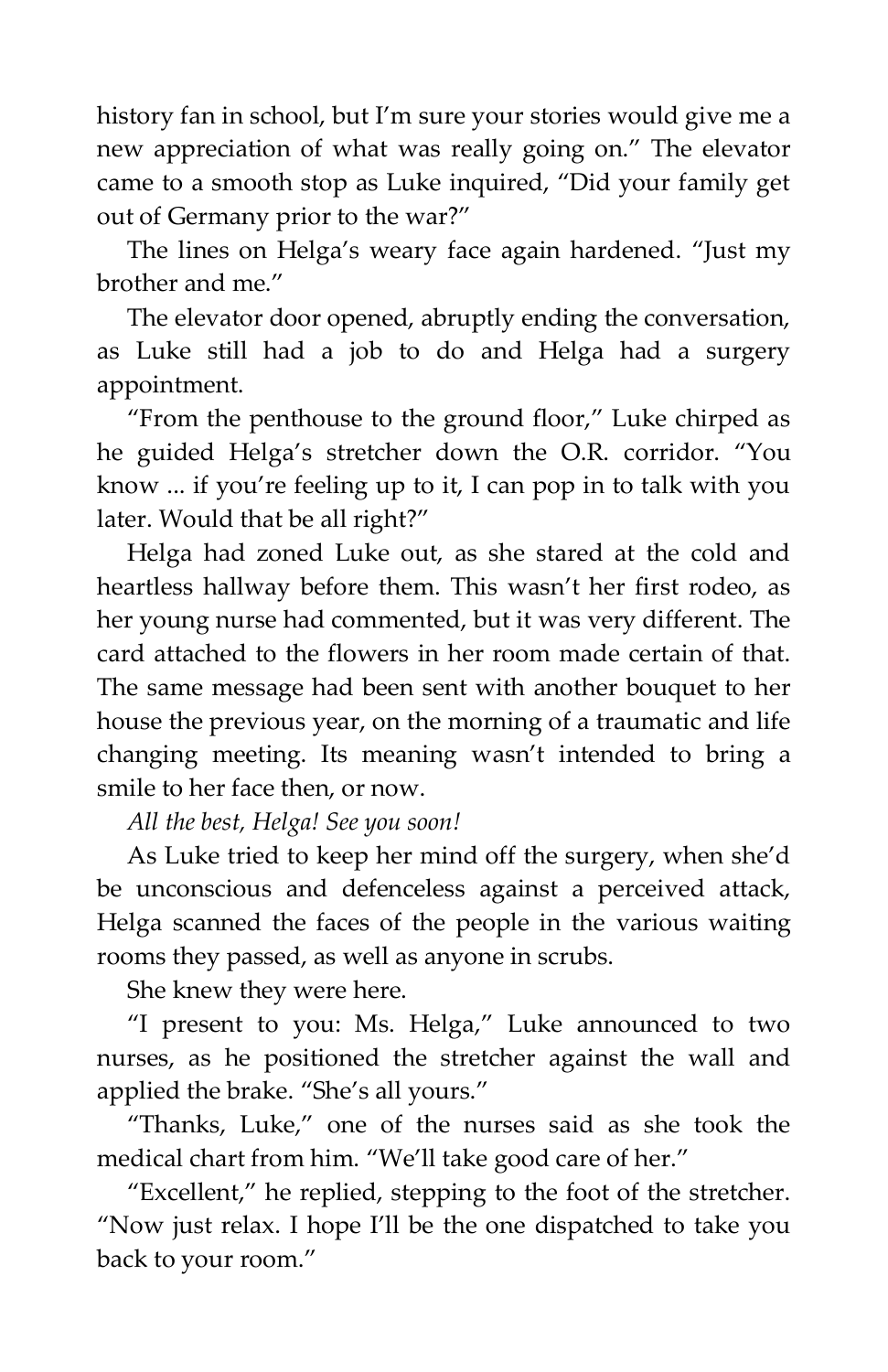history fan in school, but I'm sure your stories would give me a new appreciation of what was really going on." The elevator came to a smooth stop as Luke inquired, "Did your family get out of Germany prior to the war?"

The lines on Helga's weary face again hardened. "Just my brother and me."

The elevator door opened, abruptly ending the conversation, as Luke still had a job to do and Helga had a surgery appointment.

"From the penthouse to the ground floor," Luke chirped as he guided Helga's stretcher down the O.R. corridor. "You know ... if you're feeling up to it, I can pop in to talk with you later. Would that be all right?"

Helga had zoned Luke out, as she stared at the cold and heartless hallway before them. This wasn't her first rodeo, as her young nurse had commented, but it was very different. The card attached to the flowers in her room made certain of that. The same message had been sent with another bouquet to her house the previous year, on the morning of a traumatic and life changing meeting. Its meaning wasn't intended to bring a smile to her face then, or now.

*All the best, Helga! See you soon!*

As Luke tried to keep her mind off the surgery, when she'd be unconscious and defenceless against a perceived attack, Helga scanned the faces of the people in the various waiting rooms they passed, as well as anyone in scrubs.

She knew they were here.

"I present to you: Ms. Helga," Luke announced to two nurses, as he positioned the stretcher against the wall and applied the brake. "She's all yours."

"Thanks, Luke," one of the nurses said as she took the medical chart from him. "We'll take good care of her."

"Excellent," he replied, stepping to the foot of the stretcher. "Now just relax. I hope I'll be the one dispatched to take you back to your room."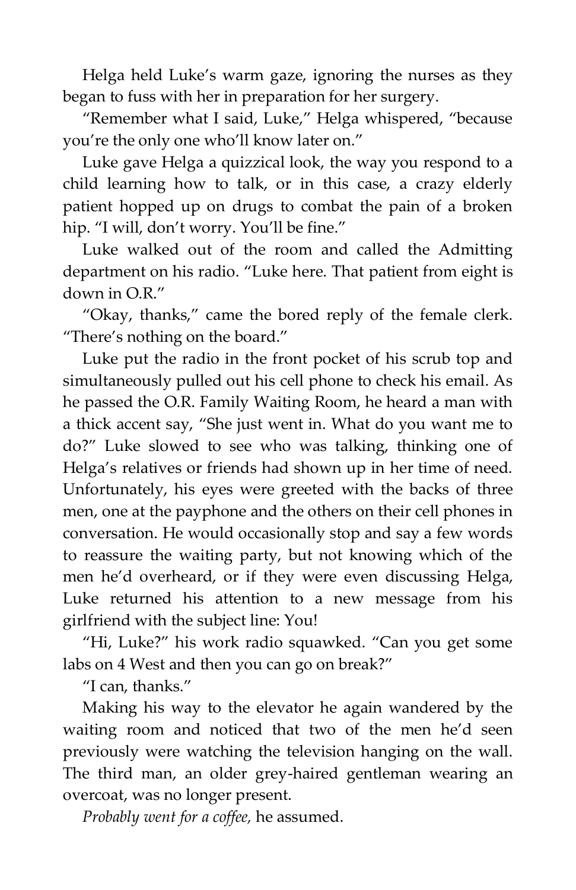Helga held Luke's warm gaze, ignoring the nurses as they began to fuss with her in preparation for her surgery.

"Remember what I said, Luke," Helga whispered, "because you're the only one who'll know later on."

Luke gave Helga a quizzical look, the way you respond to a child learning how to talk, or in this case, a crazy elderly patient hopped up on drugs to combat the pain of a broken hip. "I will, don't worry. You'll be fine."

Luke walked out of the room and called the Admitting department on his radio. "Luke here. That patient from eight is down in O.R."

"Okay, thanks," came the bored reply of the female clerk. "There's nothing on the board."

Luke put the radio in the front pocket of his scrub top and simultaneously pulled out his cell phone to check his email. As he passed the O.R. Family Waiting Room, he heard a man with a thick accent say, "She just went in. What do you want me to do?" Luke slowed to see who was talking, thinking one of Helga's relatives or friends had shown up in her time of need. Unfortunately, his eyes were greeted with the backs of three men, one at the payphone and the others on their cell phones in conversation. He would occasionally stop and say a few words to reassure the waiting party, but not knowing which of the men he'd overheard, or if they were even discussing Helga, Luke returned his attention to a new message from his girlfriend with the subject line: You!

"Hi, Luke?" his work radio squawked. "Can you get some labs on 4 West and then you can go on break?"

"I can, thanks."

Making his way to the elevator he again wandered by the waiting room and noticed that two of the men he'd seen previously were watching the television hanging on the wall. The third man, an older grey-haired gentleman wearing an overcoat, was no longer present.

*Probably went for a coffee,* he assumed.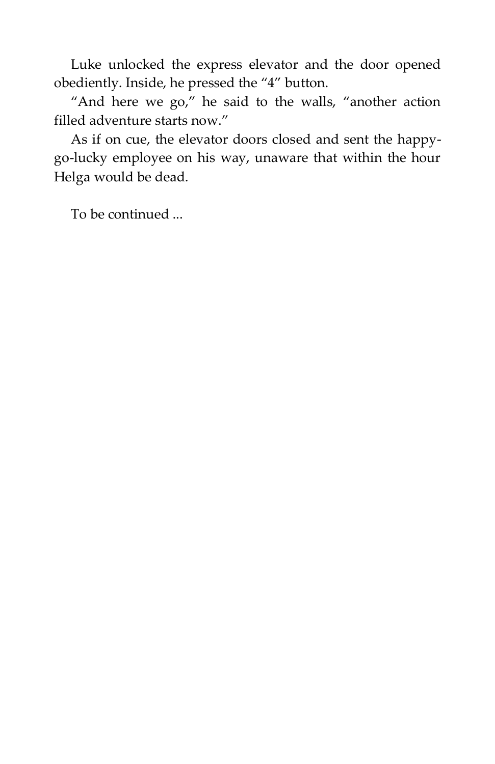Luke unlocked the express elevator and the door opened obediently. Inside, he pressed the "4" button.

"And here we go," he said to the walls, "another action filled adventure starts now."

As if on cue, the elevator doors closed and sent the happy-go-lucky employee on his way, unaware that within the hour Helga would be dead.

To be continued ...